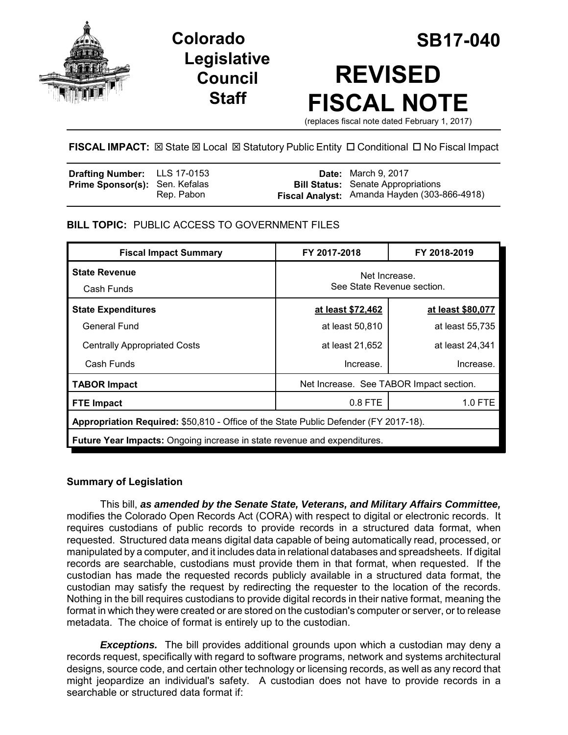# Colorado Legislative Council Staff

# SB17-040

# REVISED FISCAL NOTE

(replaces fiscal note dated February 1, 2017)

**FISCAL IMPACT:** ☒ State ☒ Local ☒ Statutory Public Entity ☐ Conditional ☐ No Fiscal Impact

| | | | |
|---|---|---|---|
| **Drafting Number:** | LLS 17-0153 | **Date:** | March 9, 2017 |
| **Prime Sponsor(s):** | Sen. Kefalas<br>Rep. Pabon | **Bill Status:** | Senate Appropriations |
| | | **Fiscal Analyst:** | Amanda Hayden (303-866-4918) |

**BILL TOPIC:** PUBLIC ACCESS TO GOVERNMENT FILES

| Fiscal Impact Summary | FY 2017-2018 | FY 2018-2019 |
|---|---|---|
| **State Revenue**<br>Cash Funds | Net Increase.<br>See State Revenue section. | |
| **State Expenditures** | **at least $72,462** | **at least $80,077** |
| General Fund | at least 50,810 | at least 55,735 |
| Centrally Appropriated Costs | at least 21,652 | at least 24,341 |
| Cash Funds | Increase. | Increase. |
| **TABOR Impact** | Net Increase. See TABOR Impact section. | |
| **FTE Impact** | 0.8 FTE | 1.0 FTE |
| **Appropriation Required:** $50,810 - Office of the State Public Defender (FY 2017-18). | | |
| **Future Year Impacts:** Ongoing increase in state revenue and expenditures. | | |

## Summary of Legislation

This bill, ***as amended by the Senate State, Veterans, and Military Affairs Committee,*** modifies the Colorado Open Records Act (CORA) with respect to digital or electronic records. It requires custodians of public records to provide records in a structured data format, when requested. Structured data means digital data capable of being automatically read, processed, or manipulated by a computer, and it includes data in relational databases and spreadsheets. If digital records are searchable, custodians must provide them in that format, when requested. If the custodian has made the requested records publicly available in a structured data format, the custodian may satisfy the request by redirecting the requester to the location of the records. Nothing in the bill requires custodians to provide digital records in their native format, meaning the format in which they were created or are stored on the custodian's computer or server, or to release metadata. The choice of format is entirely up to the custodian.

***Exceptions.*** The bill provides additional grounds upon which a custodian may deny a records request, specifically with regard to software programs, network and systems architectural designs, source code, and certain other technology or licensing records, as well as any record that might jeopardize an individual's safety. A custodian does not have to provide records in a searchable or structured data format if: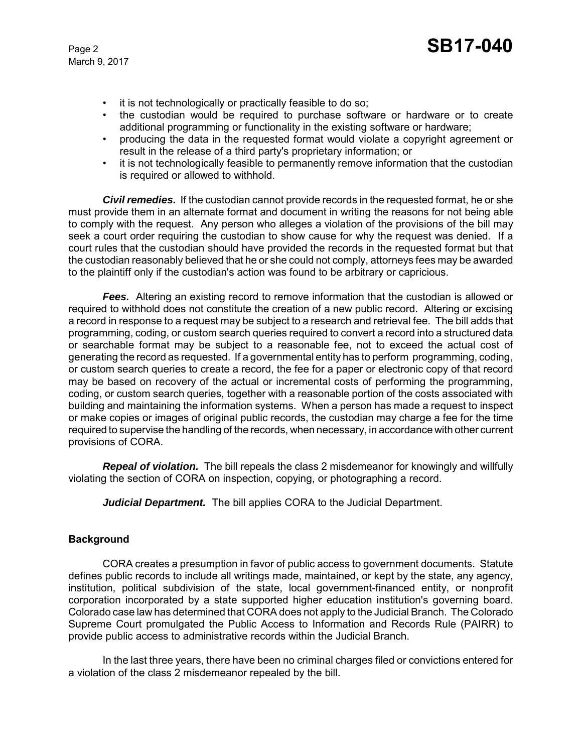- it is not technologically or practically feasible to do so;
- the custodian would be required to purchase software or hardware or to create additional programming or functionality in the existing software or hardware;
- producing the data in the requested format would violate a copyright agreement or result in the release of a third party's proprietary information; or
- it is not technologically feasible to permanently remove information that the custodian is required or allowed to withhold.

***Civil remedies.*** If the custodian cannot provide records in the requested format, he or she must provide them in an alternate format and document in writing the reasons for not being able to comply with the request. Any person who alleges a violation of the provisions of the bill may seek a court order requiring the custodian to show cause for why the request was denied. If a court rules that the custodian should have provided the records in the requested format but that the custodian reasonably believed that he or she could not comply, attorneys fees may be awarded to the plaintiff only if the custodian's action was found to be arbitrary or capricious.

***Fees.*** Altering an existing record to remove information that the custodian is allowed or required to withhold does not constitute the creation of a new public record. Altering or excising a record in response to a request may be subject to a research and retrieval fee. The bill adds that programming, coding, or custom search queries required to convert a record into a structured data or searchable format may be subject to a reasonable fee, not to exceed the actual cost of generating the record as requested. If a governmental entity has to perform programming, coding, or custom search queries to create a record, the fee for a paper or electronic copy of that record may be based on recovery of the actual or incremental costs of performing the programming, coding, or custom search queries, together with a reasonable portion of the costs associated with building and maintaining the information systems. When a person has made a request to inspect or make copies or images of original public records, the custodian may charge a fee for the time required to supervise the handling of the records, when necessary, in accordance with other current provisions of CORA.

***Repeal of violation.*** The bill repeals the class 2 misdemeanor for knowingly and willfully violating the section of CORA on inspection, copying, or photographing a record.

***Judicial Department.*** The bill applies CORA to the Judicial Department.

**Background**

CORA creates a presumption in favor of public access to government documents. Statute defines public records to include all writings made, maintained, or kept by the state, any agency, institution, political subdivision of the state, local government-financed entity, or nonprofit corporation incorporated by a state supported higher education institution's governing board. Colorado case law has determined that CORA does not apply to the Judicial Branch. The Colorado Supreme Court promulgated the Public Access to Information and Records Rule (PAIRR) to provide public access to administrative records within the Judicial Branch.

In the last three years, there have been no criminal charges filed or convictions entered for a violation of the class 2 misdemeanor repealed by the bill.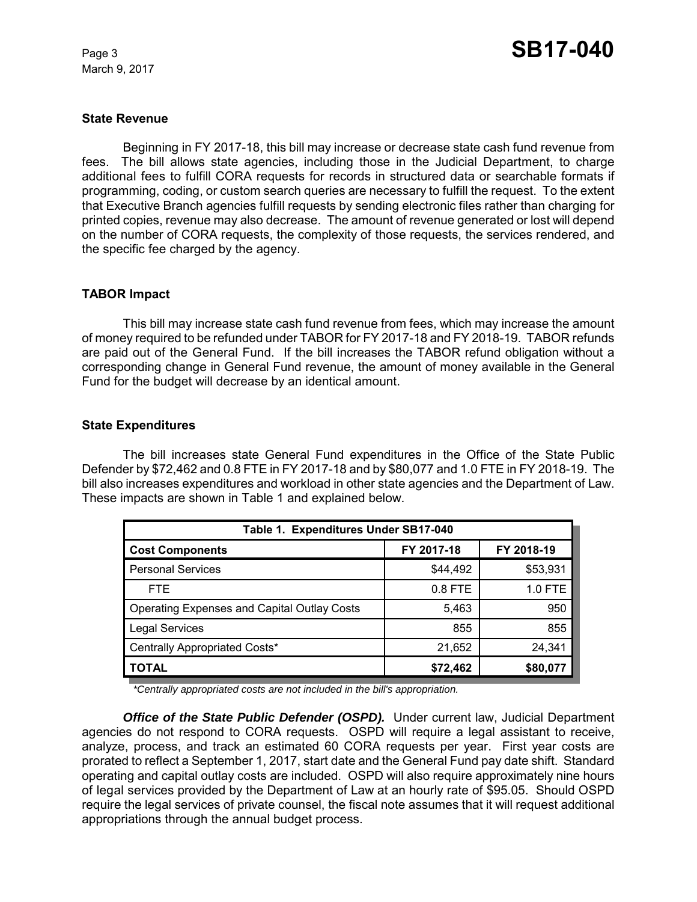### State Revenue

Beginning in FY 2017-18, this bill may increase or decrease state cash fund revenue from fees. The bill allows state agencies, including those in the Judicial Department, to charge additional fees to fulfill CORA requests for records in structured data or searchable formats if programming, coding, or custom search queries are necessary to fulfill the request. To the extent that Executive Branch agencies fulfill requests by sending electronic files rather than charging for printed copies, revenue may also decrease. The amount of revenue generated or lost will depend on the number of CORA requests, the complexity of those requests, the services rendered, and the specific fee charged by the agency.

### TABOR Impact

This bill may increase state cash fund revenue from fees, which may increase the amount of money required to be refunded under TABOR for FY 2017-18 and FY 2018-19. TABOR refunds are paid out of the General Fund. If the bill increases the TABOR refund obligation without a corresponding change in General Fund revenue, the amount of money available in the General Fund for the budget will decrease by an identical amount.

### State Expenditures

The bill increases state General Fund expenditures in the Office of the State Public Defender by $72,462 and 0.8 FTE in FY 2017-18 and by $80,077 and 1.0 FTE in FY 2018-19. The bill also increases expenditures and workload in other state agencies and the Department of Law. These impacts are shown in Table 1 and explained below.

| Table 1. Expenditures Under SB17-040 | | |
|---|---|---|
| **Cost Components** | **FY 2017-18** | **FY 2018-19** |
| Personal Services | $44,492 | $53,931 |
| FTE | 0.8 FTE | 1.0 FTE |
| Operating Expenses and Capital Outlay Costs | 5,463 | 950 |
| Legal Services | 855 | 855 |
| Centrally Appropriated Costs* | 21,652 | 24,341 |
| **TOTAL** | **$72,462** | **$80,077** |

*\*Centrally appropriated costs are not included in the bill's appropriation.*

***Office of the State Public Defender (OSPD).*** Under current law, Judicial Department agencies do not respond to CORA requests. OSPD will require a legal assistant to receive, analyze, process, and track an estimated 60 CORA requests per year. First year costs are prorated to reflect a September 1, 2017, start date and the General Fund pay date shift. Standard operating and capital outlay costs are included. OSPD will also require approximately nine hours of legal services provided by the Department of Law at an hourly rate of $95.05. Should OSPD require the legal services of private counsel, the fiscal note assumes that it will request additional appropriations through the annual budget process.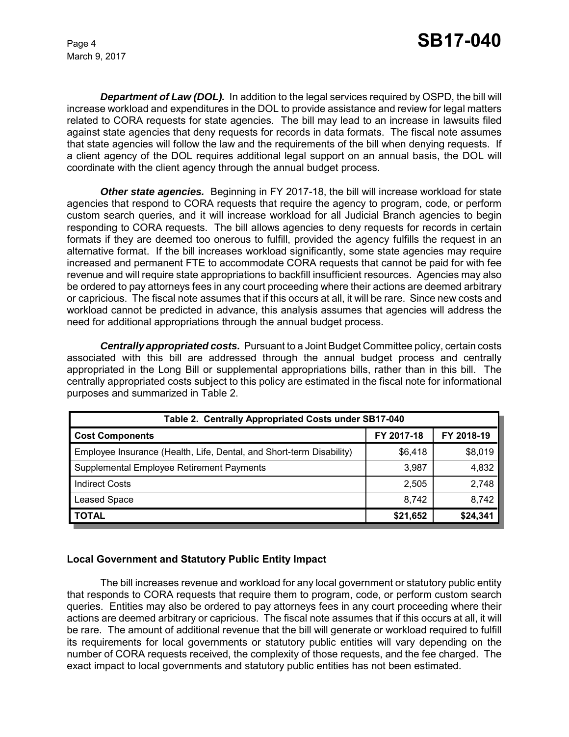***Department of Law (DOL).*** In addition to the legal services required by OSPD, the bill will increase workload and expenditures in the DOL to provide assistance and review for legal matters related to CORA requests for state agencies. The bill may lead to an increase in lawsuits filed against state agencies that deny requests for records in data formats. The fiscal note assumes that state agencies will follow the law and the requirements of the bill when denying requests. If a client agency of the DOL requires additional legal support on an annual basis, the DOL will coordinate with the client agency through the annual budget process.

***Other state agencies.*** Beginning in FY 2017-18, the bill will increase workload for state agencies that respond to CORA requests that require the agency to program, code, or perform custom search queries, and it will increase workload for all Judicial Branch agencies to begin responding to CORA requests. The bill allows agencies to deny requests for records in certain formats if they are deemed too onerous to fulfill, provided the agency fulfills the request in an alternative format. If the bill increases workload significantly, some state agencies may require increased and permanent FTE to accommodate CORA requests that cannot be paid for with fee revenue and will require state appropriations to backfill insufficient resources. Agencies may also be ordered to pay attorneys fees in any court proceeding where their actions are deemed arbitrary or capricious. The fiscal note assumes that if this occurs at all, it will be rare. Since new costs and workload cannot be predicted in advance, this analysis assumes that agencies will address the need for additional appropriations through the annual budget process.

***Centrally appropriated costs.*** Pursuant to a Joint Budget Committee policy, certain costs associated with this bill are addressed through the annual budget process and centrally appropriated in the Long Bill or supplemental appropriations bills, rather than in this bill. The centrally appropriated costs subject to this policy are estimated in the fiscal note for informational purposes and summarized in Table 2.

| Table 2. Centrally Appropriated Costs under SB17-040 | | |
|---|---|---|
| **Cost Components** | **FY 2017-18** | **FY 2018-19** |
| Employee Insurance (Health, Life, Dental, and Short-term Disability) | $6,418 | $8,019 |
| Supplemental Employee Retirement Payments | 3,987 | 4,832 |
| Indirect Costs | 2,505 | 2,748 |
| Leased Space | 8,742 | 8,742 |
| **TOTAL** | **$21,652** | **$24,341** |

## Local Government and Statutory Public Entity Impact

The bill increases revenue and workload for any local government or statutory public entity that responds to CORA requests that require them to program, code, or perform custom search queries. Entities may also be ordered to pay attorneys fees in any court proceeding where their actions are deemed arbitrary or capricious. The fiscal note assumes that if this occurs at all, it will be rare. The amount of additional revenue that the bill will generate or workload required to fulfill its requirements for local governments or statutory public entities will vary depending on the number of CORA requests received, the complexity of those requests, and the fee charged. The exact impact to local governments and statutory public entities has not been estimated.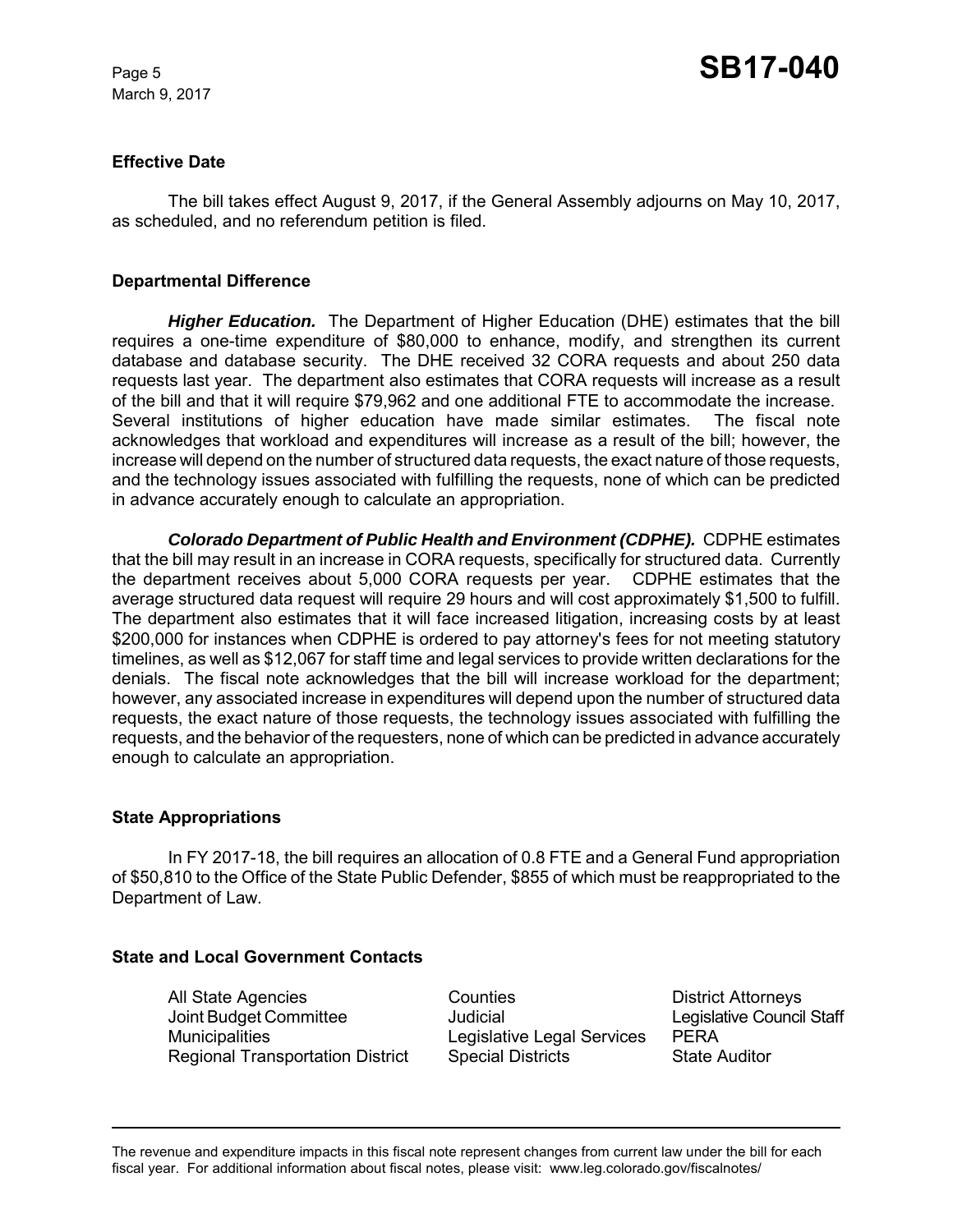### Effective Date

The bill takes effect August 9, 2017, if the General Assembly adjourns on May 10, 2017, as scheduled, and no referendum petition is filed.

### Departmental Difference

***Higher Education.*** The Department of Higher Education (DHE) estimates that the bill requires a one-time expenditure of $80,000 to enhance, modify, and strengthen its current database and database security. The DHE received 32 CORA requests and about 250 data requests last year. The department also estimates that CORA requests will increase as a result of the bill and that it will require $79,962 and one additional FTE to accommodate the increase. Several institutions of higher education have made similar estimates. The fiscal note acknowledges that workload and expenditures will increase as a result of the bill; however, the increase will depend on the number of structured data requests, the exact nature of those requests, and the technology issues associated with fulfilling the requests, none of which can be predicted in advance accurately enough to calculate an appropriation.

***Colorado Department of Public Health and Environment (CDPHE).*** CDPHE estimates that the bill may result in an increase in CORA requests, specifically for structured data. Currently the department receives about 5,000 CORA requests per year. CDPHE estimates that the average structured data request will require 29 hours and will cost approximately $1,500 to fulfill. The department also estimates that it will face increased litigation, increasing costs by at least $200,000 for instances when CDPHE is ordered to pay attorney's fees for not meeting statutory timelines, as well as $12,067 for staff time and legal services to provide written declarations for the denials. The fiscal note acknowledges that the bill will increase workload for the department; however, any associated increase in expenditures will depend upon the number of structured data requests, the exact nature of those requests, the technology issues associated with fulfilling the requests, and the behavior of the requesters, none of which can be predicted in advance accurately enough to calculate an appropriation.

### State Appropriations

In FY 2017-18, the bill requires an allocation of 0.8 FTE and a General Fund appropriation of $50,810 to the Office of the State Public Defender, $855 of which must be reappropriated to the Department of Law.

### State and Local Government Contacts

| | | |
|---|---|---|
| All State Agencies | Counties | District Attorneys |
| Joint Budget Committee | Judicial | Legislative Council Staff |
| Municipalities | Legislative Legal Services | PERA |
| Regional Transportation District | Special Districts | State Auditor |

The revenue and expenditure impacts in this fiscal note represent changes from current law under the bill for each fiscal year. For additional information about fiscal notes, please visit: www.leg.colorado.gov/fiscalnotes/